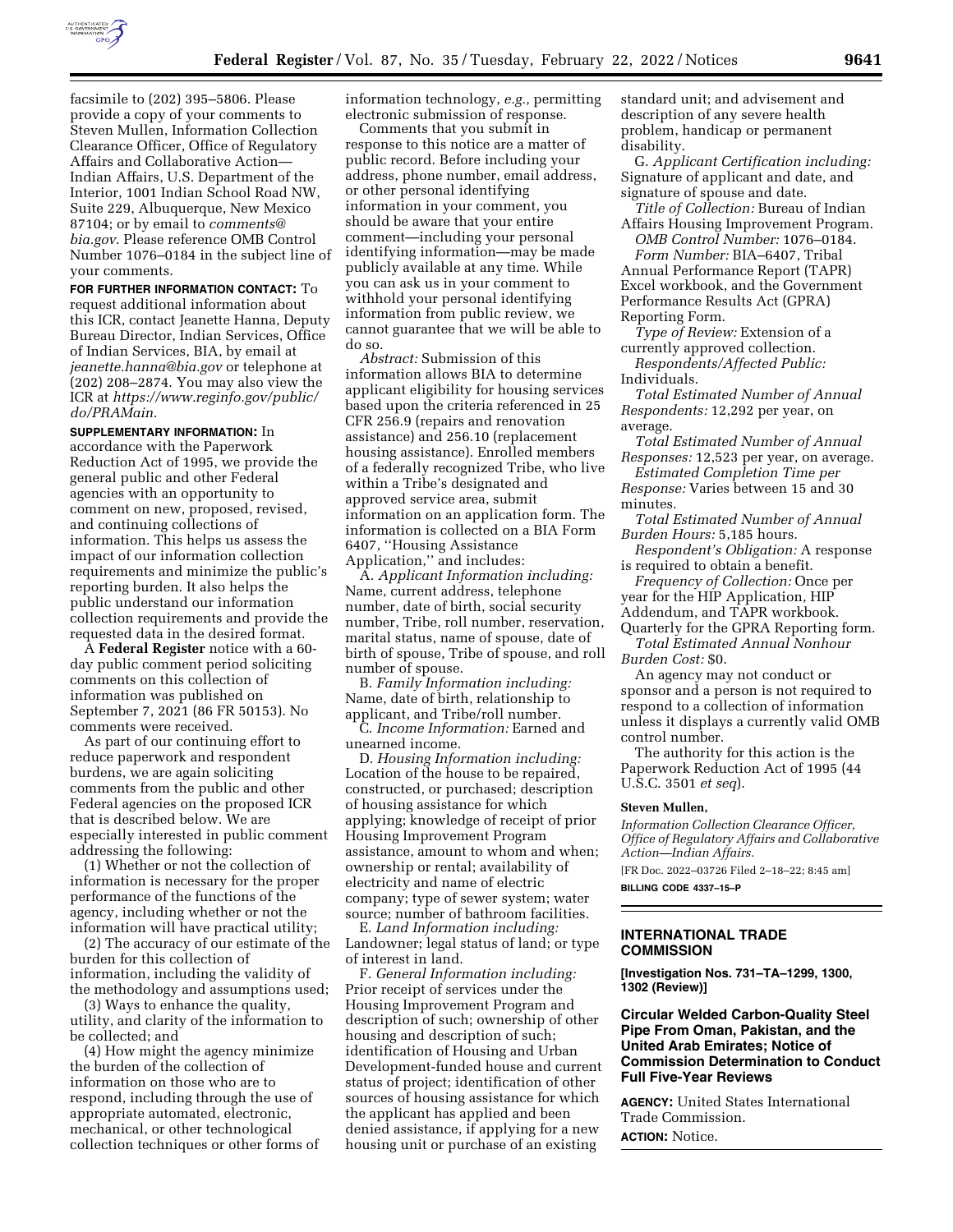facsimile to (202) 395–5806. Please provide a copy of your comments to Steven Mullen, Information Collection Clearance Officer, Office of Regulatory Affairs and Collaborative Action—Indian Affairs, U.S. Department of the Interior, 1001 Indian School Road NW, Suite 229, Albuquerque, New Mexico 87104; or by email to *comments@bia.gov*. Please reference OMB Control Number 1076–0184 in the subject line of your comments.

**FOR FURTHER INFORMATION CONTACT:** To request additional information about this ICR, contact Jeanette Hanna, Deputy Bureau Director, Indian Services, Office of Indian Services, BIA, by email at *jeanette.hanna@bia.gov* or telephone at (202) 208–2874. You may also view the ICR at *https://www.reginfo.gov/public/do/PRAMain*.

**SUPPLEMENTARY INFORMATION:** In accordance with the Paperwork Reduction Act of 1995, we provide the general public and other Federal agencies with an opportunity to comment on new, proposed, revised, and continuing collections of information. This helps us assess the impact of our information collection requirements and minimize the public's reporting burden. It also helps the public understand our information collection requirements and provide the requested data in the desired format.

A **Federal Register** notice with a 60-day public comment period soliciting comments on this collection of information was published on September 7, 2021 (86 FR 50153). No comments were received.

As part of our continuing effort to reduce paperwork and respondent burdens, we are again soliciting comments from the public and other Federal agencies on the proposed ICR that is described below. We are especially interested in public comment addressing the following:

(1) Whether or not the collection of information is necessary for the proper performance of the functions of the agency, including whether or not the information will have practical utility;

(2) The accuracy of our estimate of the burden for this collection of information, including the validity of the methodology and assumptions used;

(3) Ways to enhance the quality, utility, and clarity of the information to be collected; and

(4) How might the agency minimize the burden of the collection of information on those who are to respond, including through the use of appropriate automated, electronic, mechanical, or other technological collection techniques or other forms of information technology, *e.g.,* permitting electronic submission of response.

Comments that you submit in response to this notice are a matter of public record. Before including your address, phone number, email address, or other personal identifying information in your comment, you should be aware that your entire comment—including your personal identifying information—may be made publicly available at any time. While you can ask us in your comment to withhold your personal identifying information from public review, we cannot guarantee that we will be able to do so.

*Abstract:* Submission of this information allows BIA to determine applicant eligibility for housing services based upon the criteria referenced in 25 CFR 256.9 (repairs and renovation assistance) and 256.10 (replacement housing assistance). Enrolled members of a federally recognized Tribe, who live within a Tribe's designated and approved service area, submit information on an application form. The information is collected on a BIA Form 6407, ''Housing Assistance Application,'' and includes:

A. *Applicant Information including:* Name, current address, telephone number, date of birth, social security number, Tribe, roll number, reservation, marital status, name of spouse, date of birth of spouse, Tribe of spouse, and roll number of spouse.

B. *Family Information including:* Name, date of birth, relationship to applicant, and Tribe/roll number.

C. *Income Information:* Earned and unearned income.

D. *Housing Information including:* Location of the house to be repaired, constructed, or purchased; description of housing assistance for which applying; knowledge of receipt of prior Housing Improvement Program assistance, amount to whom and when; ownership or rental; availability of electricity and name of electric company; type of sewer system; water source; number of bathroom facilities.

E. *Land Information including:* Landowner; legal status of land; or type of interest in land.

F. *General Information including:* Prior receipt of services under the Housing Improvement Program and description of such; ownership of other housing and description of such; identification of Housing and Urban Development-funded house and current status of project; identification of other sources of housing assistance for which the applicant has applied and been denied assistance, if applying for a new housing unit or purchase of an existing standard unit; and advisement and description of any severe health problem, handicap or permanent disability.

G. *Applicant Certification including:* Signature of applicant and date, and signature of spouse and date.

*Title of Collection:* Bureau of Indian Affairs Housing Improvement Program.

*OMB Control Number:* 1076–0184.

*Form Number:* BIA–6407, Tribal Annual Performance Report (TAPR) Excel workbook, and the Government Performance Results Act (GPRA) Reporting Form.

*Type of Review:* Extension of a currently approved collection.

*Respondents/Affected Public:* Individuals.

*Total Estimated Number of Annual Respondents:* 12,292 per year, on average.

*Total Estimated Number of Annual Responses:* 12,523 per year, on average.

*Estimated Completion Time per Response:* Varies between 15 and 30 minutes.

*Total Estimated Number of Annual Burden Hours:* 5,185 hours.

*Respondent's Obligation:* A response is required to obtain a benefit.

*Frequency of Collection:* Once per year for the HIP Application, HIP Addendum, and TAPR workbook. Quarterly for the GPRA Reporting form.

*Total Estimated Annual Nonhour Burden Cost:* $0.

An agency may not conduct or sponsor and a person is not required to respond to a collection of information unless it displays a currently valid OMB control number.

The authority for this action is the Paperwork Reduction Act of 1995 (44 U.S.C. 3501 *et seq*).

**Steven Mullen,**

*Information Collection Clearance Officer, Office of Regulatory Affairs and Collaborative Action—Indian Affairs.*

[FR Doc. 2022–03726 Filed 2–18–22; 8:45 am]

**BILLING CODE 4337–15–P**

## INTERNATIONAL TRADE COMMISSION

**[Investigation Nos. 731–TA–1299, 1300, 1302 (Review)]**

## Circular Welded Carbon-Quality Steel Pipe From Oman, Pakistan, and the United Arab Emirates; Notice of Commission Determination to Conduct Full Five-Year Reviews

**AGENCY:** United States International Trade Commission.

**ACTION:** Notice.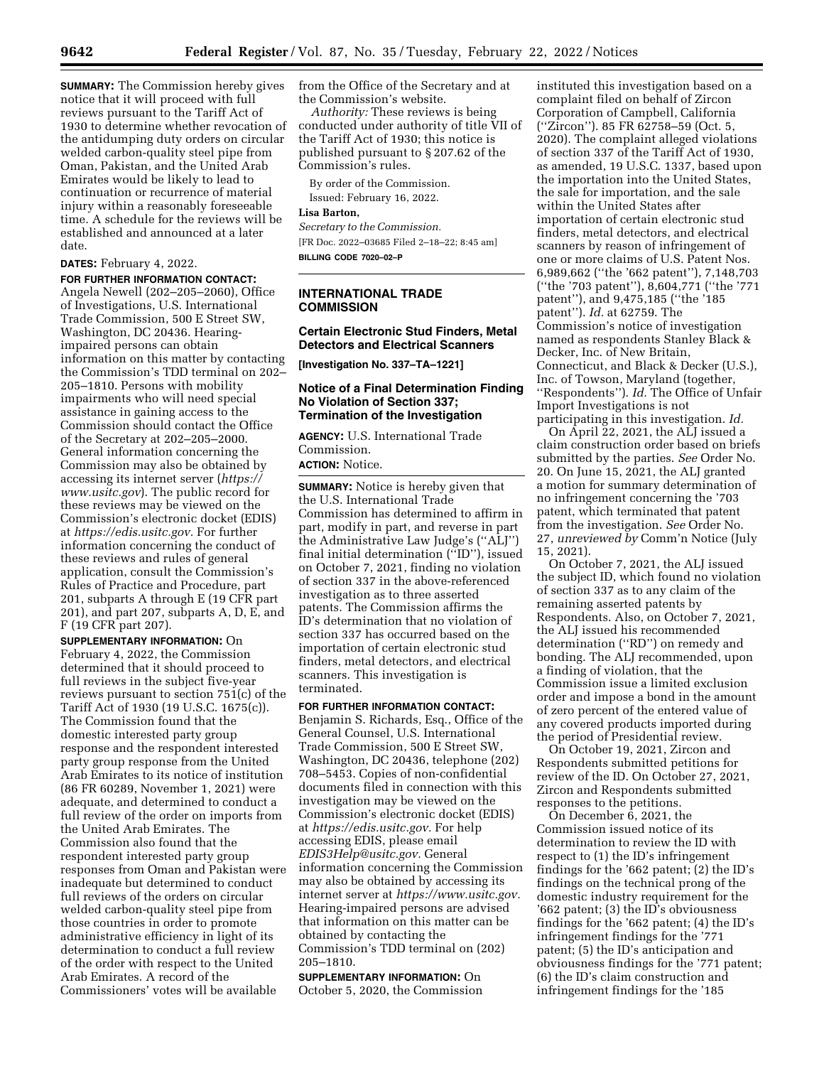**SUMMARY:** The Commission hereby gives notice that it will proceed with full reviews pursuant to the Tariff Act of 1930 to determine whether revocation of the antidumping duty orders on circular welded carbon-quality steel pipe from Oman, Pakistan, and the United Arab Emirates would be likely to lead to continuation or recurrence of material injury within a reasonably foreseeable time. A schedule for the reviews will be established and announced at a later date.

**DATES:** February 4, 2022.

**FOR FURTHER INFORMATION CONTACT:** Angela Newell (202–205–2060), Office of Investigations, U.S. International Trade Commission, 500 E Street SW, Washington, DC 20436. Hearing-impaired persons can obtain information on this matter by contacting the Commission's TDD terminal on 202–205–1810. Persons with mobility impairments who will need special assistance in gaining access to the Commission should contact the Office of the Secretary at 202–205–2000. General information concerning the Commission may also be obtained by accessing its internet server (*https://www.usitc.gov*). The public record for these reviews may be viewed on the Commission's electronic docket (EDIS) at *https://edis.usitc.gov.* For further information concerning the conduct of these reviews and rules of general application, consult the Commission's Rules of Practice and Procedure, part 201, subparts A through E (19 CFR part 201), and part 207, subparts A, D, E, and F (19 CFR part 207).

**SUPPLEMENTARY INFORMATION:** On February 4, 2022, the Commission determined that it should proceed to full reviews in the subject five-year reviews pursuant to section 751(c) of the Tariff Act of 1930 (19 U.S.C. 1675(c)). The Commission found that the domestic interested party group response and the respondent interested party group response from the United Arab Emirates to its notice of institution (86 FR 60289, November 1, 2021) were adequate, and determined to conduct a full review of the order on imports from the United Arab Emirates. The Commission also found that the respondent interested party group responses from Oman and Pakistan were inadequate but determined to conduct full reviews of the orders on circular welded carbon-quality steel pipe from those countries in order to promote administrative efficiency in light of its determination to conduct a full review of the order with respect to the United Arab Emirates. A record of the Commissioners' votes will be available from the Office of the Secretary and at the Commission's website.

*Authority:* These reviews is being conducted under authority of title VII of the Tariff Act of 1930; this notice is published pursuant to § 207.62 of the Commission's rules.

By order of the Commission.

Issued: February 16, 2022.

**Lisa Barton,**

*Secretary to the Commission.*

[FR Doc. 2022–03685 Filed 2–18–22; 8:45 am]

**BILLING CODE 7020–02–P**

## INTERNATIONAL TRADE COMMISSION

### Certain Electronic Stud Finders, Metal Detectors and Electrical Scanners

**[Investigation No. 337–TA–1221]**

### Notice of a Final Determination Finding No Violation of Section 337; Termination of the Investigation

**AGENCY:** U.S. International Trade Commission.

**ACTION:** Notice.

**SUMMARY:** Notice is hereby given that the U.S. International Trade Commission has determined to affirm in part, modify in part, and reverse in part the Administrative Law Judge's ("ALJ") final initial determination ("ID"), issued on October 7, 2021, finding no violation of section 337 in the above-referenced investigation as to three asserted patents. The Commission affirms the ID's determination that no violation of section 337 has occurred based on the importation of certain electronic stud finders, metal detectors, and electrical scanners. This investigation is terminated.

**FOR FURTHER INFORMATION CONTACT:** Benjamin S. Richards, Esq., Office of the General Counsel, U.S. International Trade Commission, 500 E Street SW, Washington, DC 20436, telephone (202) 708–5453. Copies of non-confidential documents filed in connection with this investigation may be viewed on the Commission's electronic docket (EDIS) at *https://edis.usitc.gov.* For help accessing EDIS, please email *EDIS3Help@usitc.gov.* General information concerning the Commission may also be obtained by accessing its internet server at *https://www.usitc.gov.* Hearing-impaired persons are advised that information on this matter can be obtained by contacting the Commission's TDD terminal on (202) 205–1810.

**SUPPLEMENTARY INFORMATION:** On October 5, 2020, the Commission instituted this investigation based on a complaint filed on behalf of Zircon Corporation of Campbell, California ("Zircon"). 85 FR 62758–59 (Oct. 5, 2020). The complaint alleged violations of section 337 of the Tariff Act of 1930, as amended, 19 U.S.C. 1337, based upon the importation into the United States, the sale for importation, and the sale within the United States after importation of certain electronic stud finders, metal detectors, and electrical scanners by reason of infringement of one or more claims of U.S. Patent Nos. 6,989,662 ("the '662 patent"), 7,148,703 ("the '703 patent"), 8,604,771 ("the '771 patent"), and 9,475,185 ("the '185 patent"). *Id.* at 62759. The Commission's notice of investigation named as respondents Stanley Black & Decker, Inc. of New Britain, Connecticut, and Black & Decker (U.S.), Inc. of Towson, Maryland (together, "Respondents"). *Id.* The Office of Unfair Import Investigations is not participating in this investigation. *Id.*

On April 22, 2021, the ALJ issued a claim construction order based on briefs submitted by the parties. *See* Order No. 20. On June 15, 2021, the ALJ granted a motion for summary determination of no infringement concerning the '703 patent, which terminated that patent from the investigation. *See* Order No. 27, *unreviewed by* Comm'n Notice (July 15, 2021).

On October 7, 2021, the ALJ issued the subject ID, which found no violation of section 337 as to any claim of the remaining asserted patents by Respondents. Also, on October 7, 2021, the ALJ issued his recommended determination ("RD") on remedy and bonding. The ALJ recommended, upon a finding of violation, that the Commission issue a limited exclusion order and impose a bond in the amount of zero percent of the entered value of any covered products imported during the period of Presidential review.

On October 19, 2021, Zircon and Respondents submitted petitions for review of the ID. On October 27, 2021, Zircon and Respondents submitted responses to the petitions.

On December 6, 2021, the Commission issued notice of its determination to review the ID with respect to (1) the ID's infringement findings for the '662 patent; (2) the ID's findings on the technical prong of the domestic industry requirement for the '662 patent; (3) the ID's obviousness findings for the '662 patent; (4) the ID's infringement findings for the '771 patent; (5) the ID's anticipation and obviousness findings for the '771 patent; (6) the ID's claim construction and infringement findings for the '185